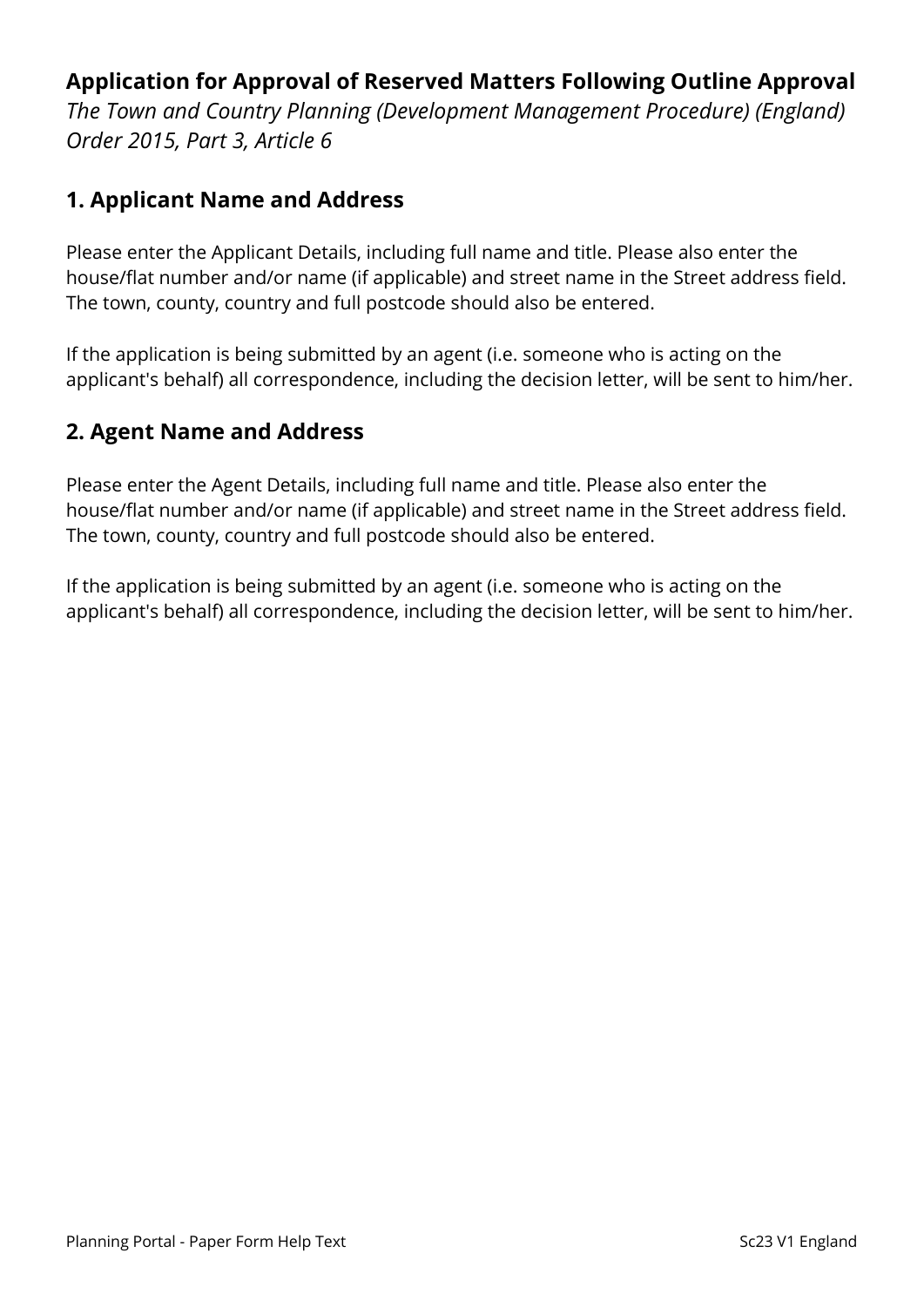**Application for Approval of Reserved Matters Following Outline Approval**

*The Town and Country Planning (Development Management Procedure) (England) Order 2015, Part 3, Article 6*

## 1. Applicant Name and Address

Please enter the Applicant Details, including full name and title. Please also enter the house/flat number and/or name (if applicable) and street name in the Street address field. The town, county, country and full postcode should also be entered.

If the application is being submitted by an agent (i.e. someone who is acting on the applicant's behalf) all correspondence, including the decision letter, will be sent to him/her.

## 2. Agent Name and Address

Please enter the Agent Details, including full name and title. Please also enter the house/flat number and/or name (if applicable) and street name in the Street address field. The town, county, country and full postcode should also be entered.

If the application is being submitted by an agent (i.e. someone who is acting on the applicant's behalf) all correspondence, including the decision letter, will be sent to him/her.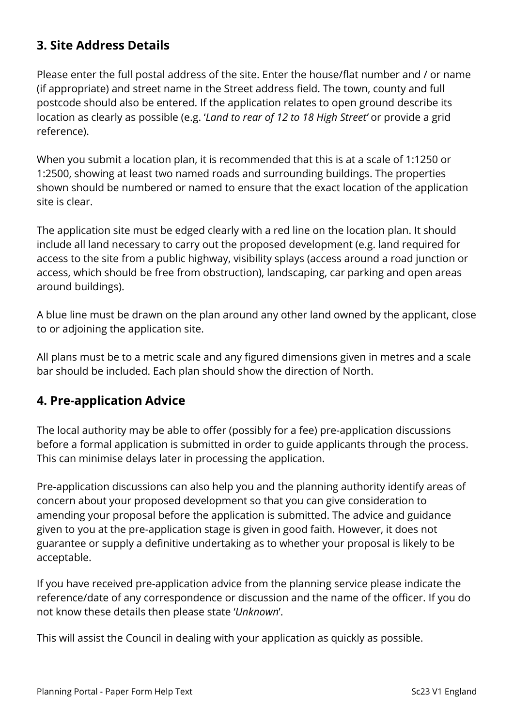## 3. Site Address Details

Please enter the full postal address of the site. Enter the house/flat number and / or name (if appropriate) and street name in the Street address field. The town, county and full postcode should also be entered. If the application relates to open ground describe its location as clearly as possible (e.g. '*Land to rear of 12 to 18 High Street*' or provide a grid reference).

When you submit a location plan, it is recommended that this is at a scale of 1:1250 or 1:2500, showing at least two named roads and surrounding buildings. The properties shown should be numbered or named to ensure that the exact location of the application site is clear.

The application site must be edged clearly with a red line on the location plan. It should include all land necessary to carry out the proposed development (e.g. land required for access to the site from a public highway, visibility splays (access around a road junction or access, which should be free from obstruction), landscaping, car parking and open areas around buildings).

A blue line must be drawn on the plan around any other land owned by the applicant, close to or adjoining the application site.

All plans must be to a metric scale and any figured dimensions given in metres and a scale bar should be included. Each plan should show the direction of North.

## 4. Pre-application Advice

The local authority may be able to offer (possibly for a fee) pre-application discussions before a formal application is submitted in order to guide applicants through the process. This can minimise delays later in processing the application.

Pre-application discussions can also help you and the planning authority identify areas of concern about your proposed development so that you can give consideration to amending your proposal before the application is submitted. The advice and guidance given to you at the pre-application stage is given in good faith. However, it does not guarantee or supply a definitive undertaking as to whether your proposal is likely to be acceptable.

If you have received pre-application advice from the planning service please indicate the reference/date of any correspondence or discussion and the name of the officer. If you do not know these details then please state '*Unknown*'.

This will assist the Council in dealing with your application as quickly as possible.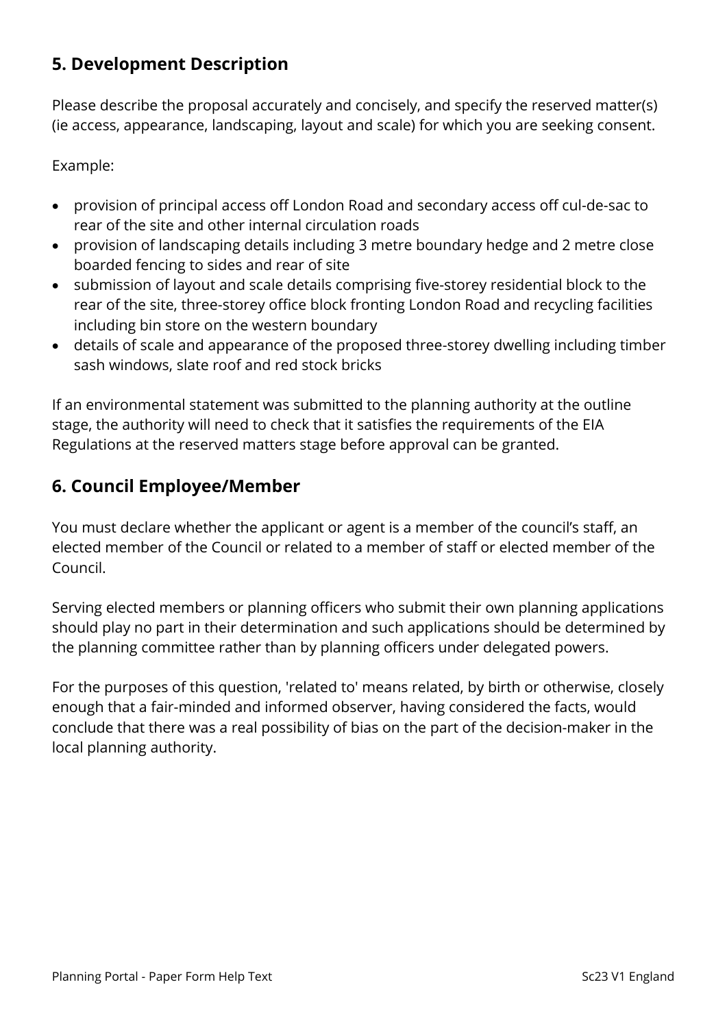## 5. Development Description

Please describe the proposal accurately and concisely, and specify the reserved matter(s) (ie access, appearance, landscaping, layout and scale) for which you are seeking consent.

Example:

- provision of principal access off London Road and secondary access off cul-de-sac to rear of the site and other internal circulation roads
- provision of landscaping details including 3 metre boundary hedge and 2 metre close boarded fencing to sides and rear of site
- submission of layout and scale details comprising five-storey residential block to the rear of the site, three-storey office block fronting London Road and recycling facilities including bin store on the western boundary
- details of scale and appearance of the proposed three-storey dwelling including timber sash windows, slate roof and red stock bricks

If an environmental statement was submitted to the planning authority at the outline stage, the authority will need to check that it satisfies the requirements of the EIA Regulations at the reserved matters stage before approval can be granted.

## 6. Council Employee/Member

You must declare whether the applicant or agent is a member of the council's staff, an elected member of the Council or related to a member of staff or elected member of the Council.

Serving elected members or planning officers who submit their own planning applications should play no part in their determination and such applications should be determined by the planning committee rather than by planning officers under delegated powers.

For the purposes of this question, 'related to' means related, by birth or otherwise, closely enough that a fair-minded and informed observer, having considered the facts, would conclude that there was a real possibility of bias on the part of the decision-maker in the local planning authority.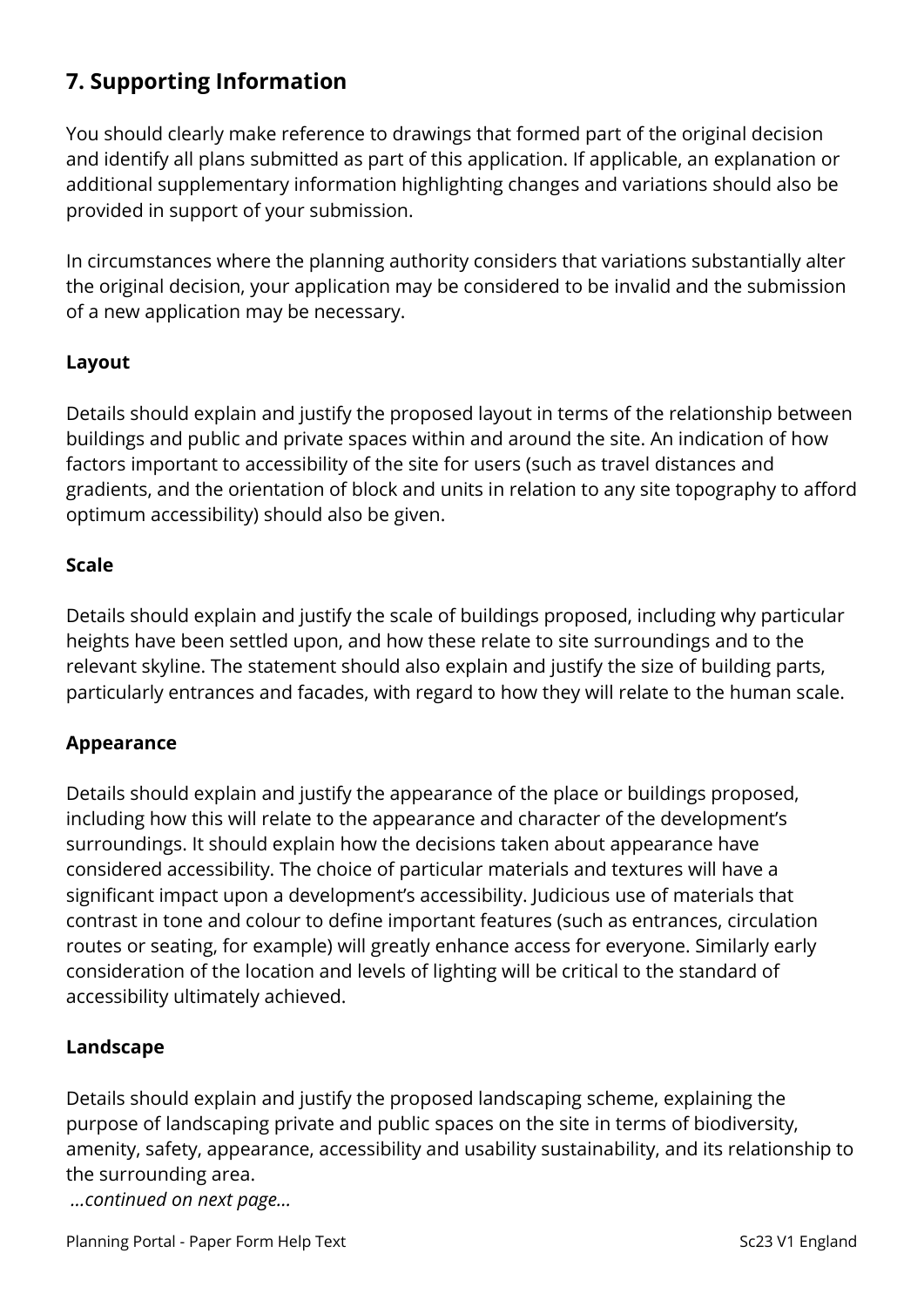## 7. Supporting Information

You should clearly make reference to drawings that formed part of the original decision and identify all plans submitted as part of this application. If applicable, an explanation or additional supplementary information highlighting changes and variations should also be provided in support of your submission.

In circumstances where the planning authority considers that variations substantially alter the original decision, your application may be considered to be invalid and the submission of a new application may be necessary.

**Layout**

Details should explain and justify the proposed layout in terms of the relationship between buildings and public and private spaces within and around the site. An indication of how factors important to accessibility of the site for users (such as travel distances and gradients, and the orientation of block and units in relation to any site topography to afford optimum accessibility) should also be given.

**Scale**

Details should explain and justify the scale of buildings proposed, including why particular heights have been settled upon, and how these relate to site surroundings and to the relevant skyline. The statement should also explain and justify the size of building parts, particularly entrances and facades, with regard to how they will relate to the human scale.

**Appearance**

Details should explain and justify the appearance of the place or buildings proposed, including how this will relate to the appearance and character of the development's surroundings. It should explain how the decisions taken about appearance have considered accessibility. The choice of particular materials and textures will have a significant impact upon a development's accessibility. Judicious use of materials that contrast in tone and colour to define important features (such as entrances, circulation routes or seating, for example) will greatly enhance access for everyone. Similarly early consideration of the location and levels of lighting will be critical to the standard of accessibility ultimately achieved.

**Landscape**

Details should explain and justify the proposed landscaping scheme, explaining the purpose of landscaping private and public spaces on the site in terms of biodiversity, amenity, safety, appearance, accessibility and usability sustainability, and its relationship to the surrounding area.

*...continued on next page...*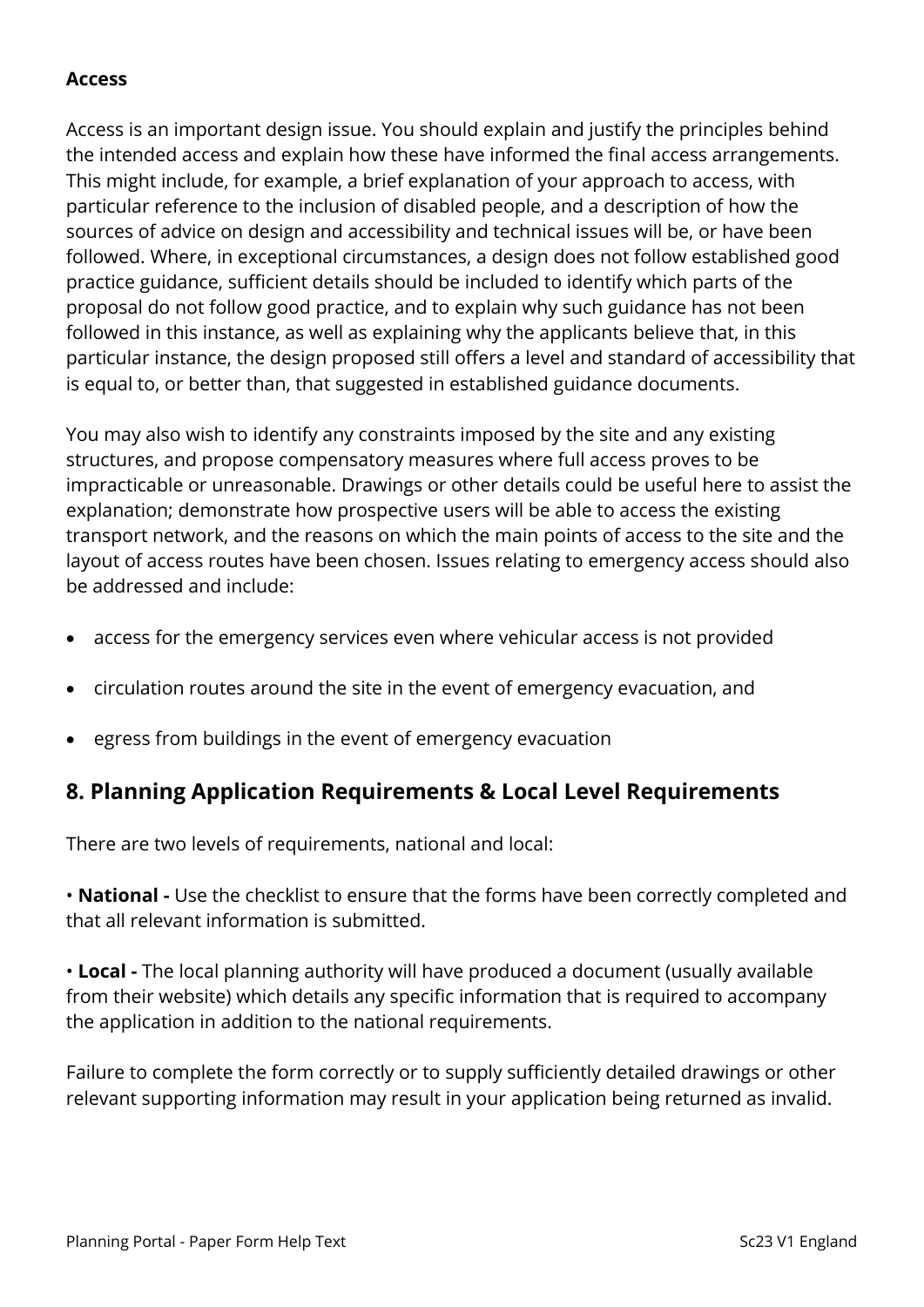**Access**

Access is an important design issue. You should explain and justify the principles behind the intended access and explain how these have informed the final access arrangements. This might include, for example, a brief explanation of your approach to access, with particular reference to the inclusion of disabled people, and a description of how the sources of advice on design and accessibility and technical issues will be, or have been followed. Where, in exceptional circumstances, a design does not follow established good practice guidance, sufficient details should be included to identify which parts of the proposal do not follow good practice, and to explain why such guidance has not been followed in this instance, as well as explaining why the applicants believe that, in this particular instance, the design proposed still offers a level and standard of accessibility that is equal to, or better than, that suggested in established guidance documents.

You may also wish to identify any constraints imposed by the site and any existing structures, and propose compensatory measures where full access proves to be impracticable or unreasonable. Drawings or other details could be useful here to assist the explanation; demonstrate how prospective users will be able to access the existing transport network, and the reasons on which the main points of access to the site and the layout of access routes have been chosen. Issues relating to emergency access should also be addressed and include:

- access for the emergency services even where vehicular access is not provided
- circulation routes around the site in the event of emergency evacuation, and
- egress from buildings in the event of emergency evacuation

## 8. Planning Application Requirements & Local Level Requirements

There are two levels of requirements, national and local:

• **National -** Use the checklist to ensure that the forms have been correctly completed and that all relevant information is submitted.

• **Local -** The local planning authority will have produced a document (usually available from their website) which details any specific information that is required to accompany the application in addition to the national requirements.

Failure to complete the form correctly or to supply sufficiently detailed drawings or other relevant supporting information may result in your application being returned as invalid.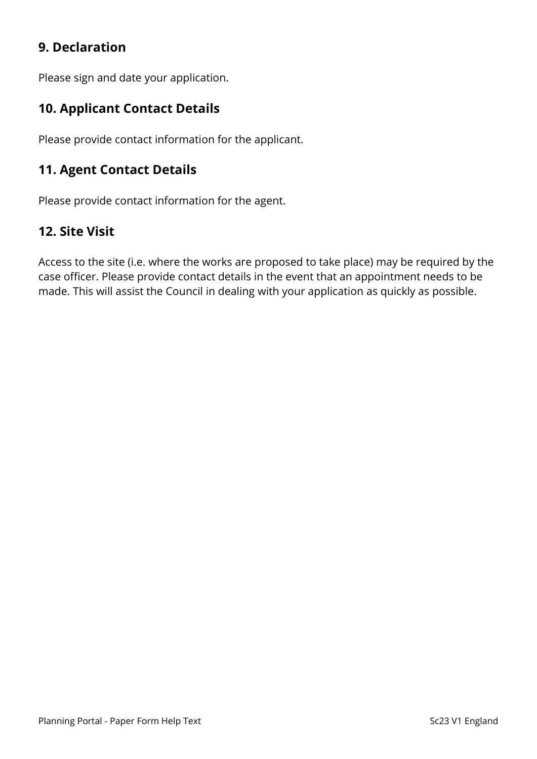## 9. Declaration

Please sign and date your application.

## 10. Applicant Contact Details

Please provide contact information for the applicant.

## 11. Agent Contact Details

Please provide contact information for the agent.

## 12. Site Visit

Access to the site (i.e. where the works are proposed to take place) may be required by the case officer. Please provide contact details in the event that an appointment needs to be made. This will assist the Council in dealing with your application as quickly as possible.